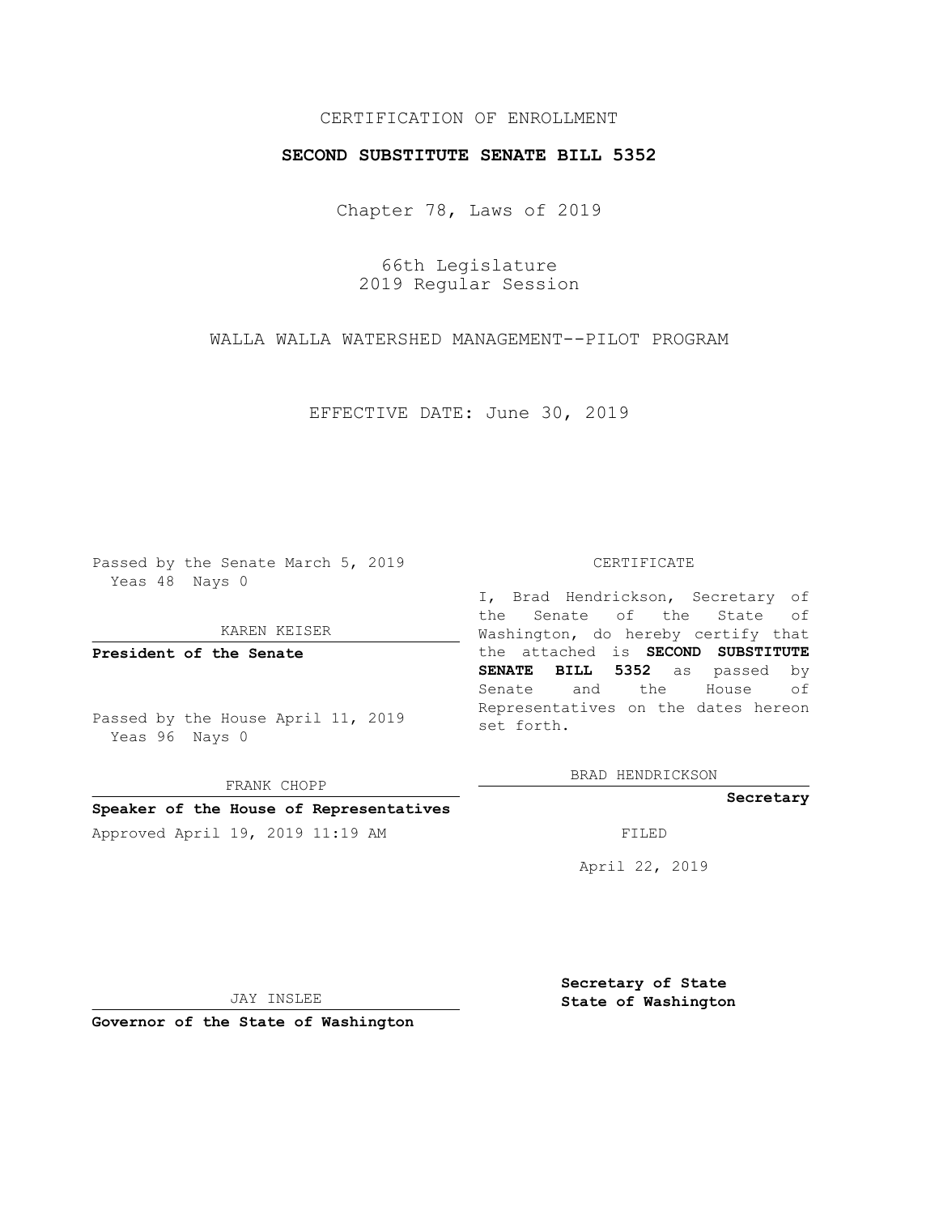CERTIFICATION OF ENROLLMENT

# SECOND SUBSTITUTE SENATE BILL 5352

Chapter 78, Laws of 2019

66th Legislature
2019 Regular Session

WALLA WALLA WATERSHED MANAGEMENT--PILOT PROGRAM

EFFECTIVE DATE: June 30, 2019

Passed by the Senate March 5, 2019
Yeas 48 Nays 0

KAREN KEISER

**President of the Senate**

Passed by the House April 11, 2019
Yeas 96 Nays 0

FRANK CHOPP

**Speaker of the House of Representatives**

Approved April 19, 2019 11:19 AM

JAY INSLEE

**Governor of the State of Washington**

CERTIFICATE

I, Brad Hendrickson, Secretary of the Senate of the State of Washington, do hereby certify that the attached is **SECOND SUBSTITUTE SENATE BILL 5352** as passed by Senate and the House of Representatives on the dates hereon set forth.

BRAD HENDRICKSON

**Secretary**

FILED

April 22, 2019

**Secretary of State**
**State of Washington**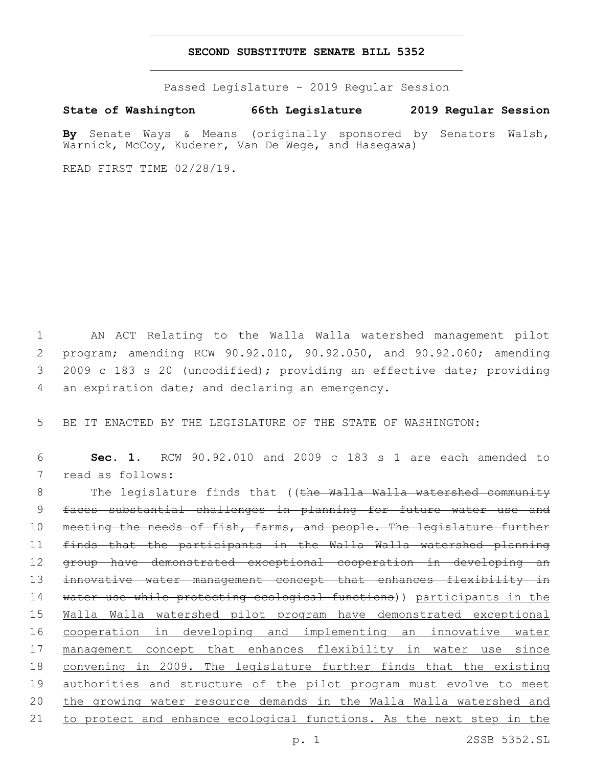# SECOND SUBSTITUTE SENATE BILL 5352

Passed Legislature - 2019 Regular Session

**State of Washington 66th Legislature 2019 Regular Session**

**By** Senate Ways & Means (originally sponsored by Senators Walsh, Warnick, McCoy, Kuderer, Van De Wege, and Hasegawa)

READ FIRST TIME 02/28/19.

1 AN ACT Relating to the Walla Walla watershed management pilot
2 program; amending RCW 90.92.010, 90.92.050, and 90.92.060; amending
3 2009 c 183 s 20 (uncodified); providing an effective date; providing
4 an expiration date; and declaring an emergency.

5 BE IT ENACTED BY THE LEGISLATURE OF THE STATE OF WASHINGTON:

6 **Sec. 1.** RCW 90.92.010 and 2009 c 183 s 1 are each amended to
7 read as follows:

8 The legislature finds that ((~~the Walla Walla watershed community~~
9 ~~faces substantial challenges in planning for future water use and~~
10 ~~meeting the needs of fish, farms, and people. The legislature further~~
11 ~~finds that the participants in the Walla Walla watershed planning~~
12 ~~group have demonstrated exceptional cooperation in developing an~~
13 ~~innovative water management concept that enhances flexibility in~~
14 ~~water use while protecting ecological functions~~)) <u>participants in the</u>
15 <u>Walla Walla watershed pilot program have demonstrated exceptional</u>
16 <u>cooperation in developing and implementing an innovative water</u>
17 <u>management concept that enhances flexibility in water use since</u>
18 <u>convening in 2009. The legislature further finds that the existing</u>
19 <u>authorities and structure of the pilot program must evolve to meet</u>
20 <u>the growing water resource demands in the Walla Walla watershed and</u>
21 <u>to protect and enhance ecological functions. As the next step in the</u>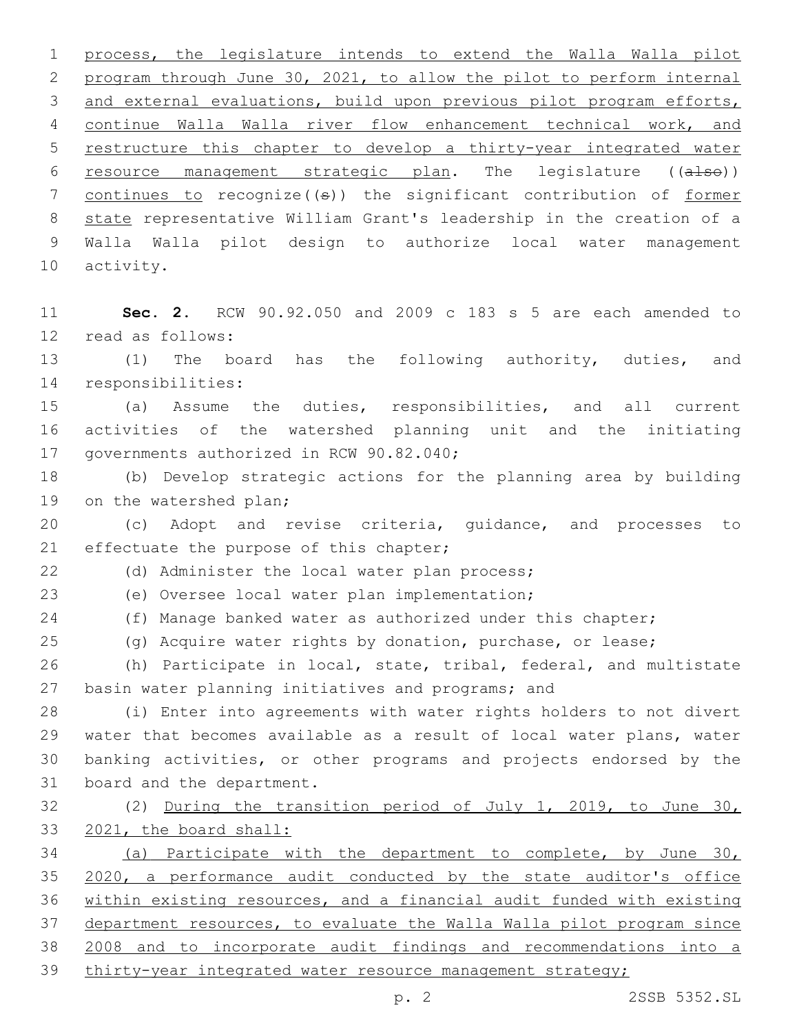process, the legislature intends to extend the Walla Walla pilot program through June 30, 2021, to allow the pilot to perform internal and external evaluations, build upon previous pilot program efforts, continue Walla Walla river flow enhancement technical work, and restructure this chapter to develop a thirty-year integrated water resource management strategic plan. The legislature ((~~also~~)) continues to recognize((~~s~~)) the significant contribution of former state representative William Grant's leadership in the creation of a Walla Walla pilot design to authorize local water management activity.

**Sec. 2.** RCW 90.92.050 and 2009 c 183 s 5 are each amended to read as follows:

(1) The board has the following authority, duties, and responsibilities:

(a) Assume the duties, responsibilities, and all current activities of the watershed planning unit and the initiating governments authorized in RCW 90.82.040;

(b) Develop strategic actions for the planning area by building on the watershed plan;

(c) Adopt and revise criteria, guidance, and processes to effectuate the purpose of this chapter;

(d) Administer the local water plan process;

(e) Oversee local water plan implementation;

(f) Manage banked water as authorized under this chapter;

(g) Acquire water rights by donation, purchase, or lease;

(h) Participate in local, state, tribal, federal, and multistate basin water planning initiatives and programs; and

(i) Enter into agreements with water rights holders to not divert water that becomes available as a result of local water plans, water banking activities, or other programs and projects endorsed by the board and the department.

(2) During the transition period of July 1, 2019, to June 30, 2021, the board shall:

(a) Participate with the department to complete, by June 30, 2020, a performance audit conducted by the state auditor's office within existing resources, and a financial audit funded with existing department resources, to evaluate the Walla Walla pilot program since 2008 and to incorporate audit findings and recommendations into a thirty-year integrated water resource management strategy;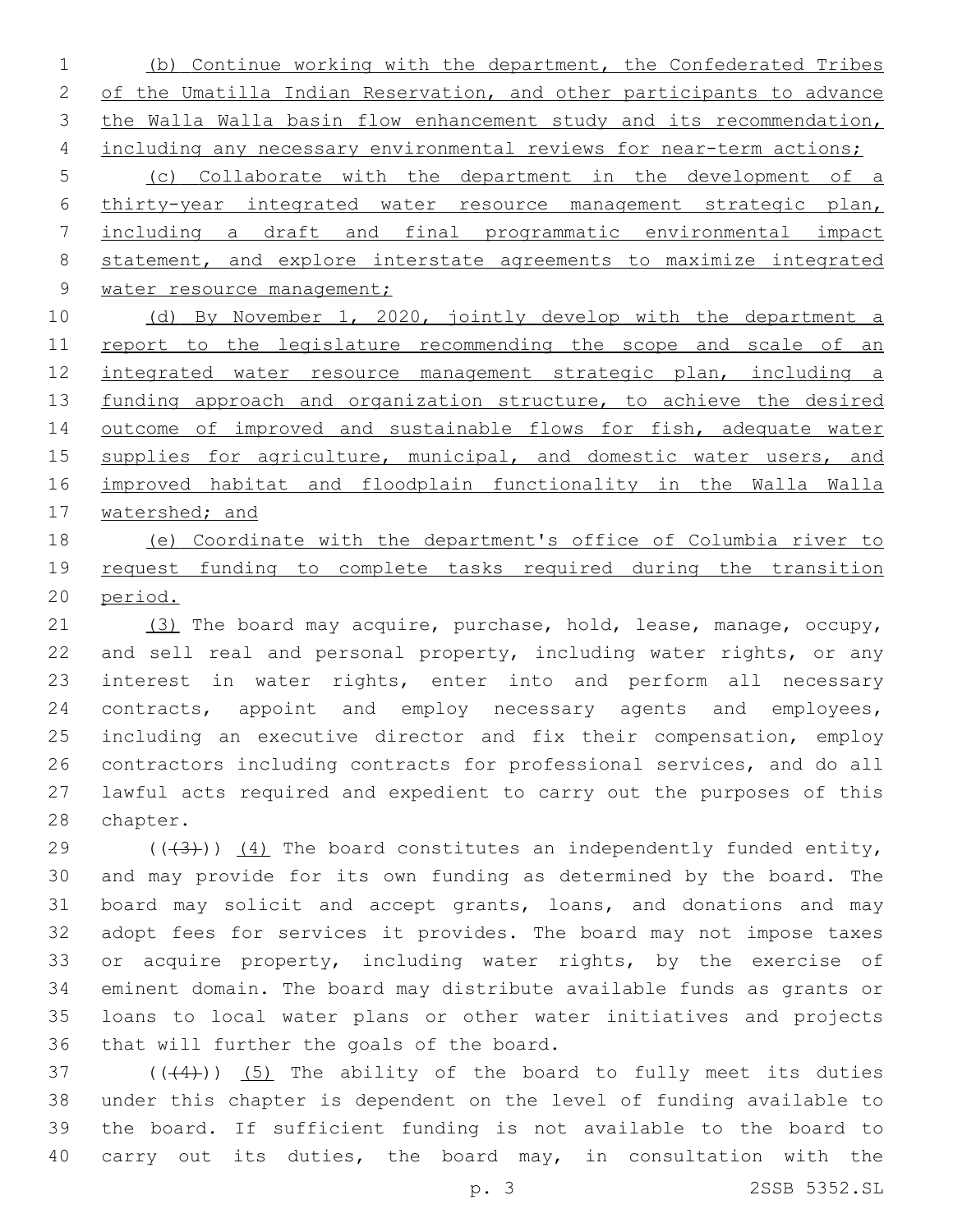(b) Continue working with the department, the Confederated Tribes of the Umatilla Indian Reservation, and other participants to advance the Walla Walla basin flow enhancement study and its recommendation, including any necessary environmental reviews for near-term actions;

(c) Collaborate with the department in the development of a thirty-year integrated water resource management strategic plan, including a draft and final programmatic environmental impact statement, and explore interstate agreements to maximize integrated water resource management;

(d) By November 1, 2020, jointly develop with the department a report to the legislature recommending the scope and scale of an integrated water resource management strategic plan, including a funding approach and organization structure, to achieve the desired outcome of improved and sustainable flows for fish, adequate water supplies for agriculture, municipal, and domestic water users, and improved habitat and floodplain functionality in the Walla Walla watershed; and

(e) Coordinate with the department's office of Columbia river to request funding to complete tasks required during the transition period.

(3) The board may acquire, purchase, hold, lease, manage, occupy, and sell real and personal property, including water rights, or any interest in water rights, enter into and perform all necessary contracts, appoint and employ necessary agents and employees, including an executive director and fix their compensation, employ contractors including contracts for professional services, and do all lawful acts required and expedient to carry out the purposes of this chapter.

(((3))) (4) The board constitutes an independently funded entity, and may provide for its own funding as determined by the board. The board may solicit and accept grants, loans, and donations and may adopt fees for services it provides. The board may not impose taxes or acquire property, including water rights, by the exercise of eminent domain. The board may distribute available funds as grants or loans to local water plans or other water initiatives and projects that will further the goals of the board.

(((4))) (5) The ability of the board to fully meet its duties under this chapter is dependent on the level of funding available to the board. If sufficient funding is not available to the board to carry out its duties, the board may, in consultation with the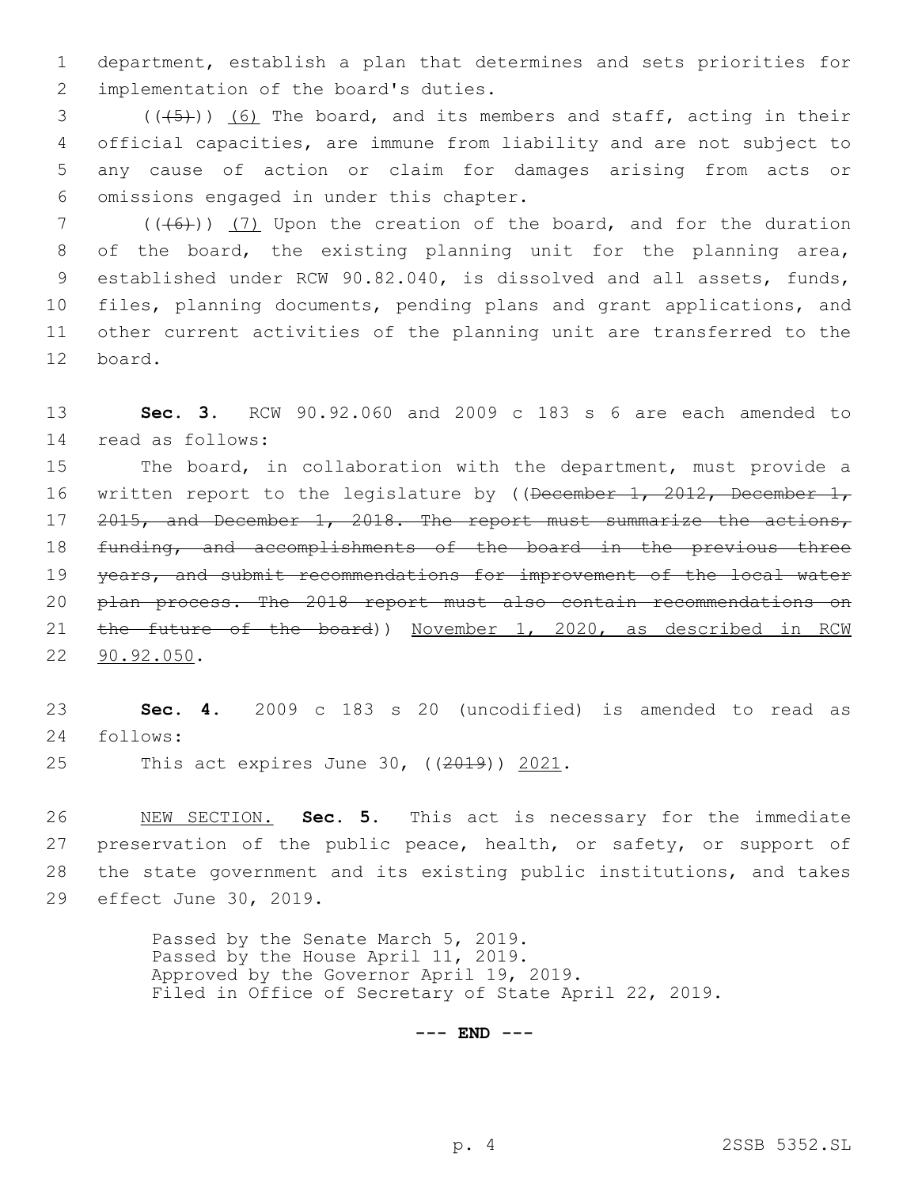department, establish a plan that determines and sets priorities for implementation of the board's duties.

((~~(5)~~)) (6) The board, and its members and staff, acting in their official capacities, are immune from liability and are not subject to any cause of action or claim for damages arising from acts or omissions engaged in under this chapter.

((~~(6)~~)) (7) Upon the creation of the board, and for the duration of the board, the existing planning unit for the planning area, established under RCW 90.82.040, is dissolved and all assets, funds, files, planning documents, pending plans and grant applications, and other current activities of the planning unit are transferred to the board.

**Sec. 3.** RCW 90.92.060 and 2009 c 183 s 6 are each amended to read as follows:

The board, in collaboration with the department, must provide a written report to the legislature by ((~~December 1, 2012, December 1, 2015, and December 1, 2018. The report must summarize the actions, funding, and accomplishments of the board in the previous three years, and submit recommendations for improvement of the local water plan process. The 2018 report must also contain recommendations on the future of the board~~)) November 1, 2020, as described in RCW 90.92.050.

**Sec. 4.** 2009 c 183 s 20 (uncodified) is amended to read as follows:

This act expires June 30, ((~~2019~~)) 2021.

NEW SECTION. **Sec. 5.** This act is necessary for the immediate preservation of the public peace, health, or safety, or support of the state government and its existing public institutions, and takes effect June 30, 2019.

Passed by the Senate March 5, 2019.
Passed by the House April 11, 2019.
Approved by the Governor April 19, 2019.
Filed in Office of Secretary of State April 22, 2019.

**--- END ---**